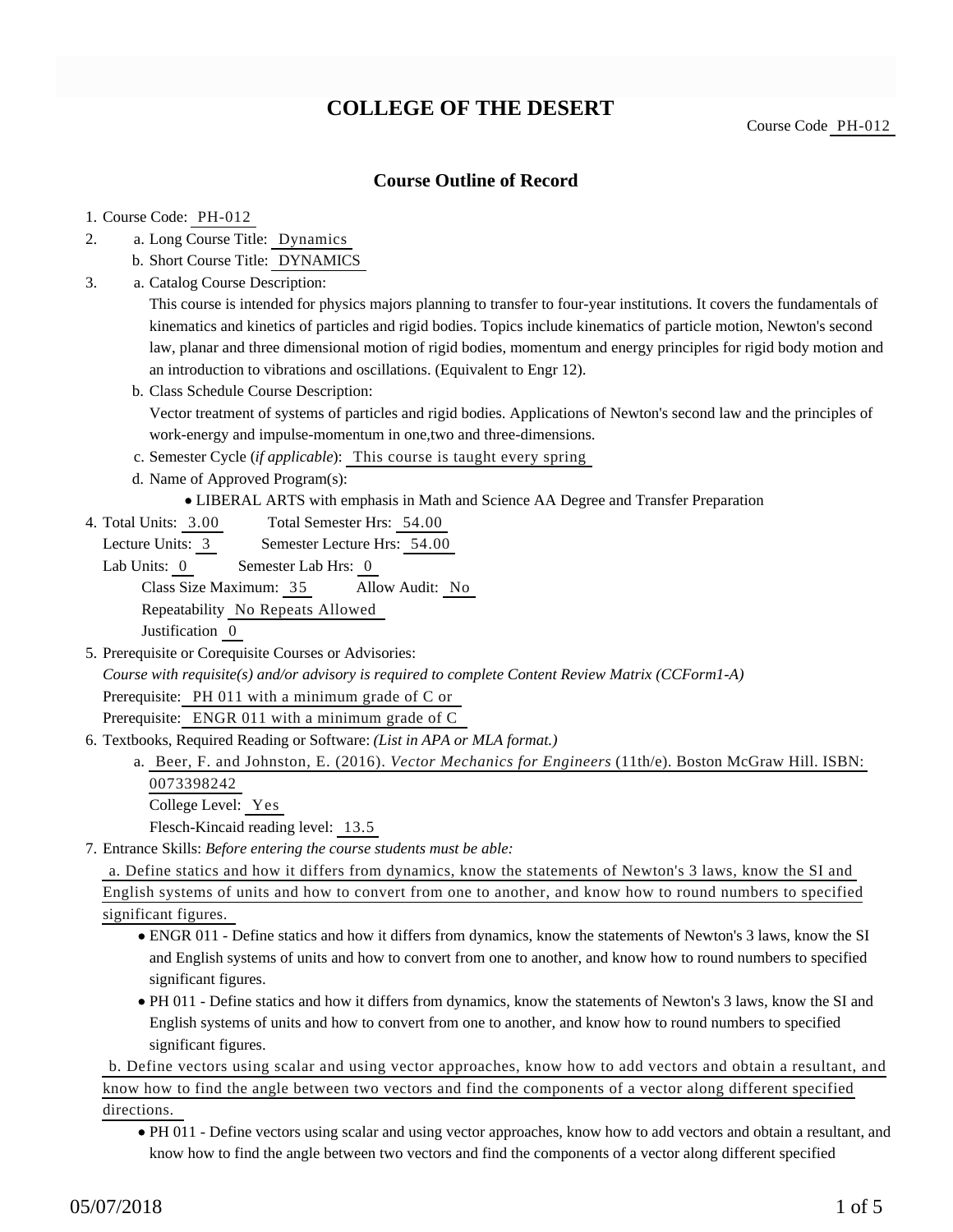# COLLEGE OF THE DESERT

Course Code PH-012

## Course Outline of Record

1. Course Code: PH-012
2. a. Long Course Title: Dynamics
   b. Short Course Title: DYNAMICS
3. a. Catalog Course Description:
   This course is intended for physics majors planning to transfer to four-year institutions. It covers the fundamentals of kinematics and kinetics of particles and rigid bodies. Topics include kinematics of particle motion, Newton's second law, planar and three dimensional motion of rigid bodies, momentum and energy principles for rigid body motion and an introduction to vibrations and oscillations. (Equivalent to Engr 12).
   b. Class Schedule Course Description:
   Vector treatment of systems of particles and rigid bodies. Applications of Newton's second law and the principles of work-energy and impulse-momentum in one,two and three-dimensions.
   c. Semester Cycle (*if applicable*): This course is taught every spring
   d. Name of Approved Program(s):
      - LIBERAL ARTS with emphasis in Math and Science AA Degree and Transfer Preparation
4. Total Units: 3.00 Total Semester Hrs: 54.00
   Lecture Units: 3 Semester Lecture Hrs: 54.00
   Lab Units: 0 Semester Lab Hrs: 0
   Class Size Maximum: 35 Allow Audit: No
   Repeatability No Repeats Allowed
   Justification 0
5. Prerequisite or Corequisite Courses or Advisories:
   *Course with requisite(s) and/or advisory is required to complete Content Review Matrix (CCForm1-A)*
   Prerequisite: PH 011 with a minimum grade of C or
   Prerequisite: ENGR 011 with a minimum grade of C
6. Textbooks, Required Reading or Software: *(List in APA or MLA format.)*
   a. Beer, F. and Johnston, E. (2016). *Vector Mechanics for Engineers* (11th/e). Boston McGraw Hill. ISBN: 0073398242
   College Level: Yes
   Flesch-Kincaid reading level: 13.5
7. Entrance Skills: *Before entering the course students must be able:*
   a. Define statics and how it differs from dynamics, know the statements of Newton's 3 laws, know the SI and English systems of units and how to convert from one to another, and know how to round numbers to specified significant figures.
      - ENGR 011 - Define statics and how it differs from dynamics, know the statements of Newton's 3 laws, know the SI and English systems of units and how to convert from one to another, and know how to round numbers to specified significant figures.
      - PH 011 - Define statics and how it differs from dynamics, know the statements of Newton's 3 laws, know the SI and English systems of units and how to convert from one to another, and know how to round numbers to specified significant figures.

   b. Define vectors using scalar and using vector approaches, know how to add vectors and obtain a resultant, and know how to find the angle between two vectors and find the components of a vector along different specified directions.
      - PH 011 - Define vectors using scalar and using vector approaches, know how to add vectors and obtain a resultant, and know how to find the angle between two vectors and find the components of a vector along different specified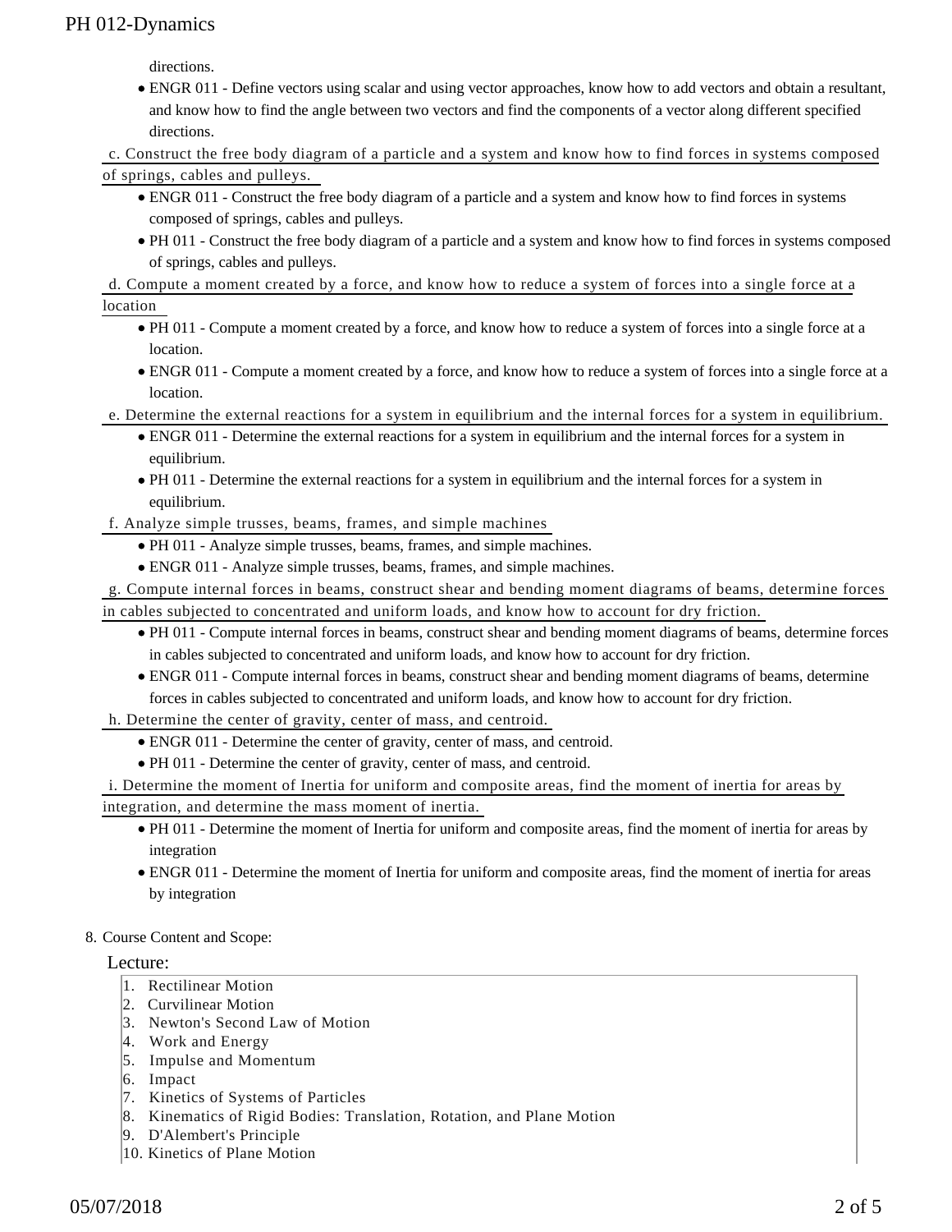directions.

- ENGR 011 - Define vectors using scalar and using vector approaches, know how to add vectors and obtain a resultant, and know how to find the angle between two vectors and find the components of a vector along different specified directions.

c. Construct the free body diagram of a particle and a system and know how to find forces in systems composed of springs, cables and pulleys.

- ENGR 011 - Construct the free body diagram of a particle and a system and know how to find forces in systems composed of springs, cables and pulleys.
- PH 011 - Construct the free body diagram of a particle and a system and know how to find forces in systems composed of springs, cables and pulleys.

d. Compute a moment created by a force, and know how to reduce a system of forces into a single force at a location

- PH 011 - Compute a moment created by a force, and know how to reduce a system of forces into a single force at a location.
- ENGR 011 - Compute a moment created by a force, and know how to reduce a system of forces into a single force at a location.

e. Determine the external reactions for a system in equilibrium and the internal forces for a system in equilibrium.

- ENGR 011 - Determine the external reactions for a system in equilibrium and the internal forces for a system in equilibrium.
- PH 011 - Determine the external reactions for a system in equilibrium and the internal forces for a system in equilibrium.

f. Analyze simple trusses, beams, frames, and simple machines

- PH 011 - Analyze simple trusses, beams, frames, and simple machines.
- ENGR 011 - Analyze simple trusses, beams, frames, and simple machines.

g. Compute internal forces in beams, construct shear and bending moment diagrams of beams, determine forces in cables subjected to concentrated and uniform loads, and know how to account for dry friction.

- PH 011 - Compute internal forces in beams, construct shear and bending moment diagrams of beams, determine forces in cables subjected to concentrated and uniform loads, and know how to account for dry friction.
- ENGR 011 - Compute internal forces in beams, construct shear and bending moment diagrams of beams, determine forces in cables subjected to concentrated and uniform loads, and know how to account for dry friction.

h. Determine the center of gravity, center of mass, and centroid.

- ENGR 011 - Determine the center of gravity, center of mass, and centroid.
- PH 011 - Determine the center of gravity, center of mass, and centroid.

i. Determine the moment of Inertia for uniform and composite areas, find the moment of inertia for areas by integration, and determine the mass moment of inertia.

- PH 011 - Determine the moment of Inertia for uniform and composite areas, find the moment of inertia for areas by integration
- ENGR 011 - Determine the moment of Inertia for uniform and composite areas, find the moment of inertia for areas by integration

8. Course Content and Scope:

Lecture:

1. Rectilinear Motion
2. Curvilinear Motion
3. Newton's Second Law of Motion
4. Work and Energy
5. Impulse and Momentum
6. Impact
7. Kinetics of Systems of Particles
8. Kinematics of Rigid Bodies: Translation, Rotation, and Plane Motion
9. D'Alembert's Principle
10. Kinetics of Plane Motion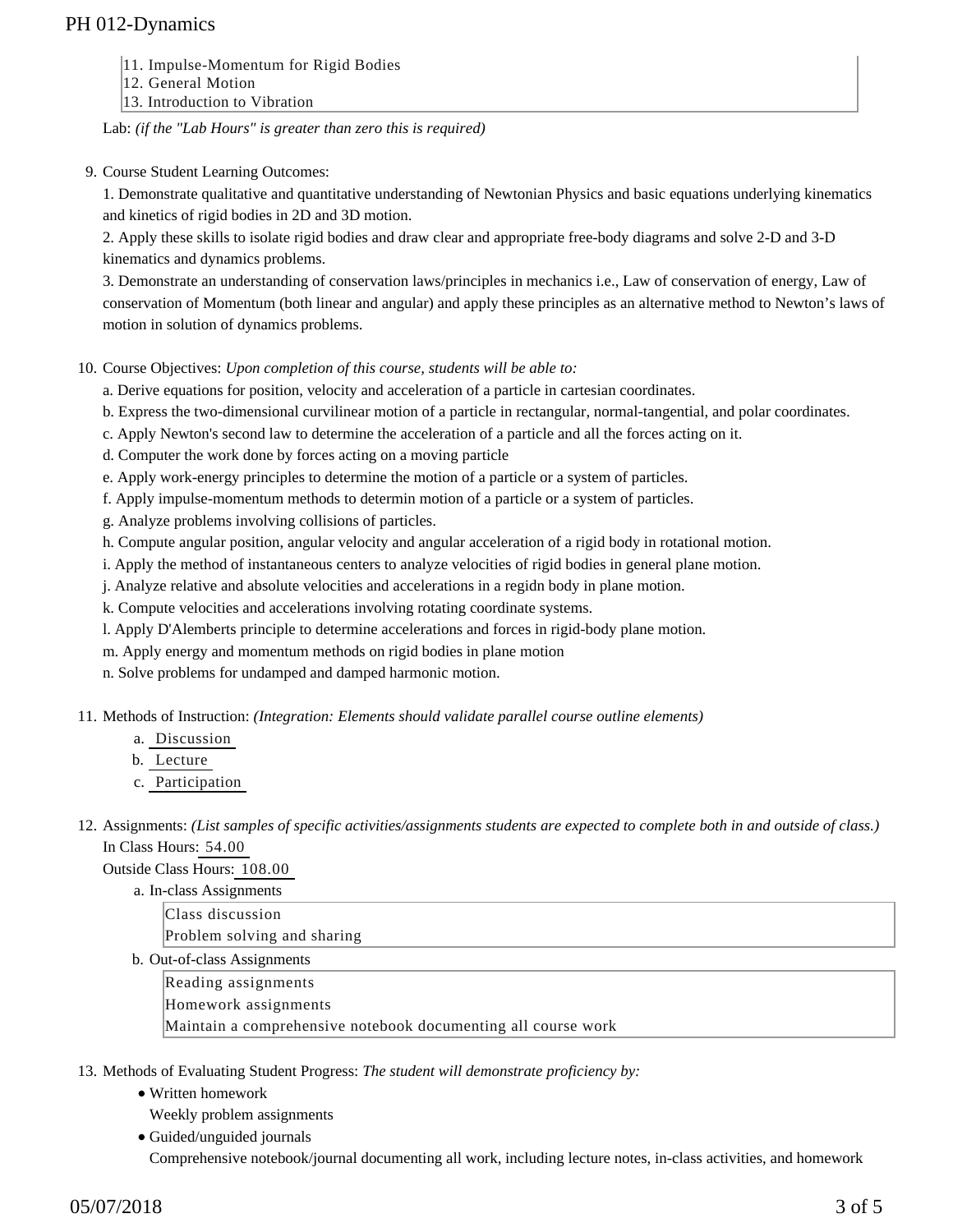11. Impulse-Momentum for Rigid Bodies
12. General Motion
13. Introduction to Vibration

Lab: *(if the "Lab Hours" is greater than zero this is required)*

9. Course Student Learning Outcomes:

   1. Demonstrate qualitative and quantitative understanding of Newtonian Physics and basic equations underlying kinematics and kinetics of rigid bodies in 2D and 3D motion.
   2. Apply these skills to isolate rigid bodies and draw clear and appropriate free-body diagrams and solve 2-D and 3-D kinematics and dynamics problems.
   3. Demonstrate an understanding of conservation laws/principles in mechanics i.e., Law of conservation of energy, Law of conservation of Momentum (both linear and angular) and apply these principles as an alternative method to Newton's laws of motion in solution of dynamics problems.

10. Course Objectives: *Upon completion of this course, students will be able to:*

    a. Derive equations for position, velocity and acceleration of a particle in cartesian coordinates.
    b. Express the two-dimensional curvilinear motion of a particle in rectangular, normal-tangential, and polar coordinates.
    c. Apply Newton's second law to determine the acceleration of a particle and all the forces acting on it.
    d. Computer the work done by forces acting on a moving particle
    e. Apply work-energy principles to determine the motion of a particle or a system of particles.
    f. Apply impulse-momentum methods to determin motion of a particle or a system of particles.
    g. Analyze problems involving collisions of particles.
    h. Compute angular position, angular velocity and angular acceleration of a rigid body in rotational motion.
    i. Apply the method of instantaneous centers to analyze velocities of rigid bodies in general plane motion.
    j. Analyze relative and absolute velocities and accelerations in a regidn body in plane motion.
    k. Compute velocities and accelerations involving rotating coordinate systems.
    l. Apply D'Alemberts principle to determine accelerations and forces in rigid-body plane motion.
    m. Apply energy and momentum methods on rigid bodies in plane motion
    n. Solve problems for undamped and damped harmonic motion.

11. Methods of Instruction: *(Integration: Elements should validate parallel course outline elements)*

    a. Discussion
    b. Lecture
    c. Participation

12. Assignments: *(List samples of specific activities/assignments students are expected to complete both in and outside of class.)*

    In Class Hours: 54.00

    Outside Class Hours: 108.00

    a. In-class Assignments

       Class discussion
       Problem solving and sharing

    b. Out-of-class Assignments

       Reading assignments
       Homework assignments
       Maintain a comprehensive notebook documenting all course work

13. Methods of Evaluating Student Progress: *The student will demonstrate proficiency by:*

    - Written homework
      Weekly problem assignments
    - Guided/unguided journals
      Comprehensive notebook/journal documenting all work, including lecture notes, in-class activities, and homework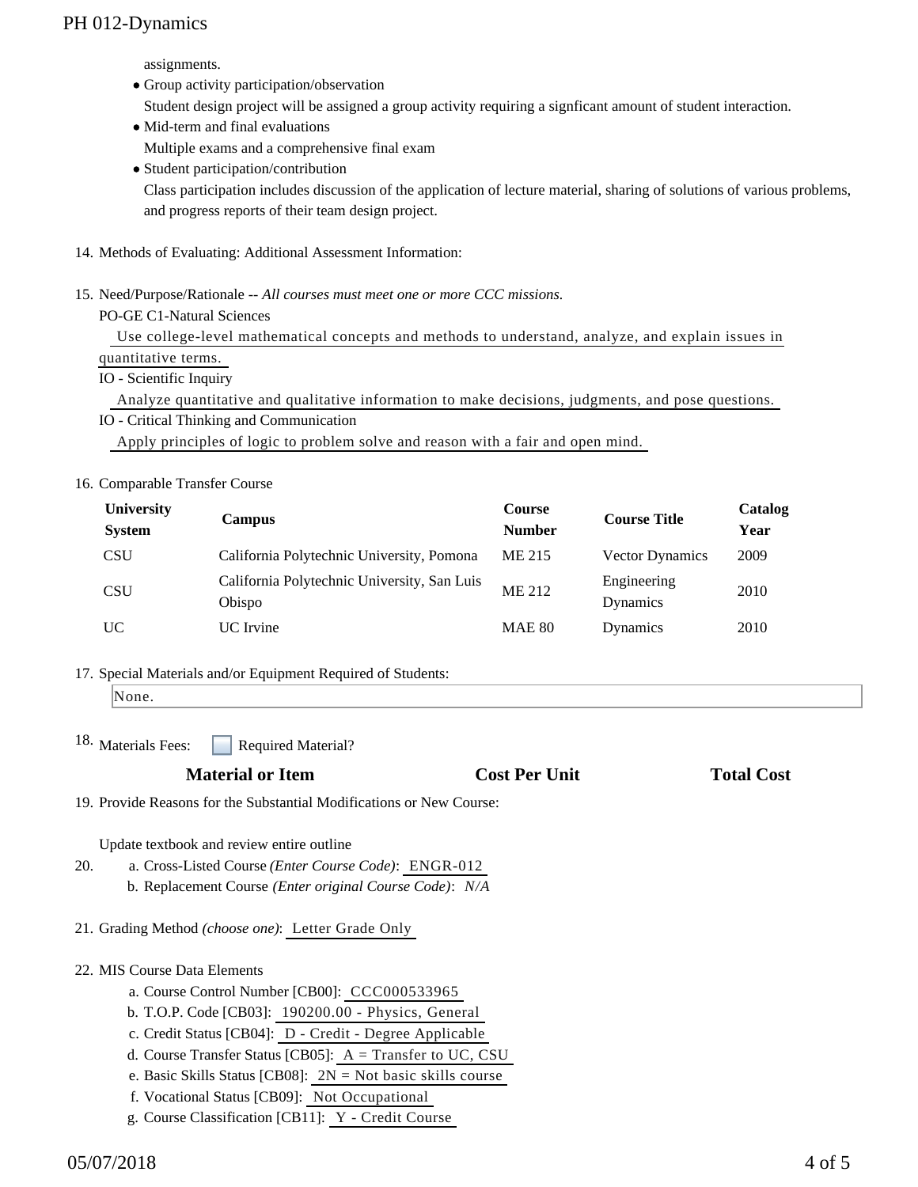assignments.

- Group activity participation/observation
  Student design project will be assigned a group activity requiring a signficant amount of student interaction.
- Mid-term and final evaluations
  Multiple exams and a comprehensive final exam
- Student participation/contribution
  Class participation includes discussion of the application of lecture material, sharing of solutions of various problems, and progress reports of their team design project.

14. Methods of Evaluating: Additional Assessment Information:

15. Need/Purpose/Rationale -- *All courses must meet one or more CCC missions.*

PO-GE C1-Natural Sciences

Use college-level mathematical concepts and methods to understand, analyze, and explain issues in quantitative terms.

IO - Scientific Inquiry

Analyze quantitative and qualitative information to make decisions, judgments, and pose questions.

IO - Critical Thinking and Communication

Apply principles of logic to problem solve and reason with a fair and open mind.

16. Comparable Transfer Course

| University System | Campus | Course Number | Course Title | Catalog Year |
|---|---|---|---|---|
| CSU | California Polytechnic University, Pomona | ME 215 | Vector Dynamics | 2009 |
| CSU | California Polytechnic University, San Luis Obispo | ME 212 | Engineering Dynamics | 2010 |
| UC | UC Irvine | MAE 80 | Dynamics | 2010 |

17. Special Materials and/or Equipment Required of Students:

None.

18. Materials Fees: ☐ Required Material?

| Material or Item | Cost Per Unit | Total Cost |
|---|---|---|

19. Provide Reasons for the Substantial Modifications or New Course:

Update textbook and review entire outline

20. a. Cross-Listed Course *(Enter Course Code)*: ENGR-012
    b. Replacement Course *(Enter original Course Code)*: *N/A*

21. Grading Method *(choose one)*: Letter Grade Only

22. MIS Course Data Elements
    a. Course Control Number [CB00]: CCC000533965
    b. T.O.P. Code [CB03]: 190200.00 - Physics, General
    c. Credit Status [CB04]: D - Credit - Degree Applicable
    d. Course Transfer Status [CB05]: A = Transfer to UC, CSU
    e. Basic Skills Status [CB08]: 2N = Not basic skills course
    f. Vocational Status [CB09]: Not Occupational
    g. Course Classification [CB11]: Y - Credit Course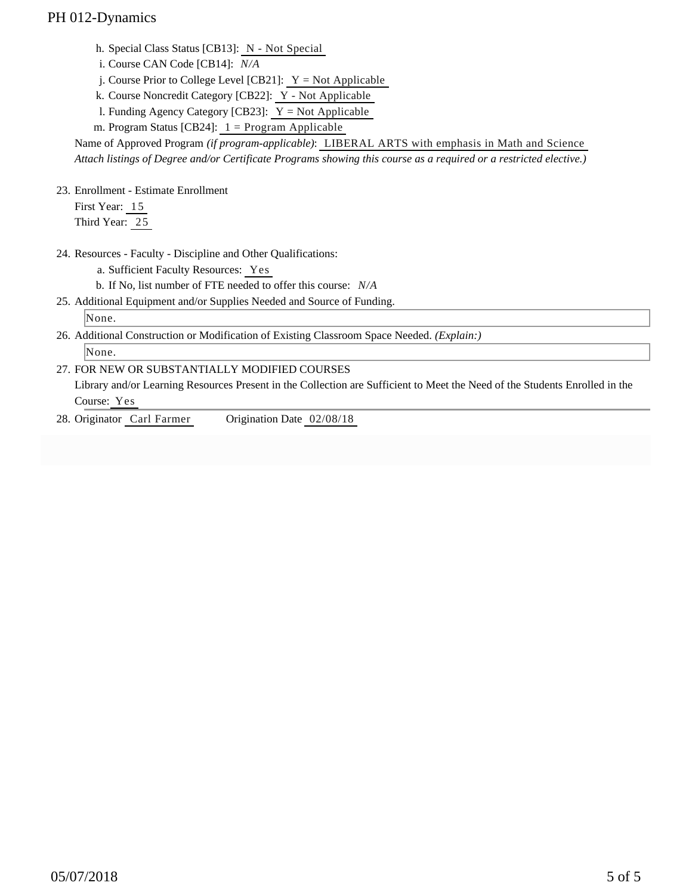h. Special Class Status [CB13]: N - Not Special

i. Course CAN Code [CB14]: *N/A*

j. Course Prior to College Level [CB21]: Y = Not Applicable

k. Course Noncredit Category [CB22]: Y - Not Applicable

l. Funding Agency Category [CB23]: Y = Not Applicable

m. Program Status [CB24]: 1 = Program Applicable

Name of Approved Program *(if program-applicable)*: LIBERAL ARTS with emphasis in Math and Science

*Attach listings of Degree and/or Certificate Programs showing this course as a required or a restricted elective.)*

23. Enrollment - Estimate Enrollment

    First Year: 15

    Third Year: 25

24. Resources - Faculty - Discipline and Other Qualifications:

    a. Sufficient Faculty Resources: Yes

    b. If No, list number of FTE needed to offer this course: *N/A*

25. Additional Equipment and/or Supplies Needed and Source of Funding.

    None.

26. Additional Construction or Modification of Existing Classroom Space Needed. *(Explain:)*

    None.

27. FOR NEW OR SUBSTANTIALLY MODIFIED COURSES

    Library and/or Learning Resources Present in the Collection are Sufficient to Meet the Need of the Students Enrolled in the Course: Yes

28. Originator Carl Farmer Origination Date 02/08/18